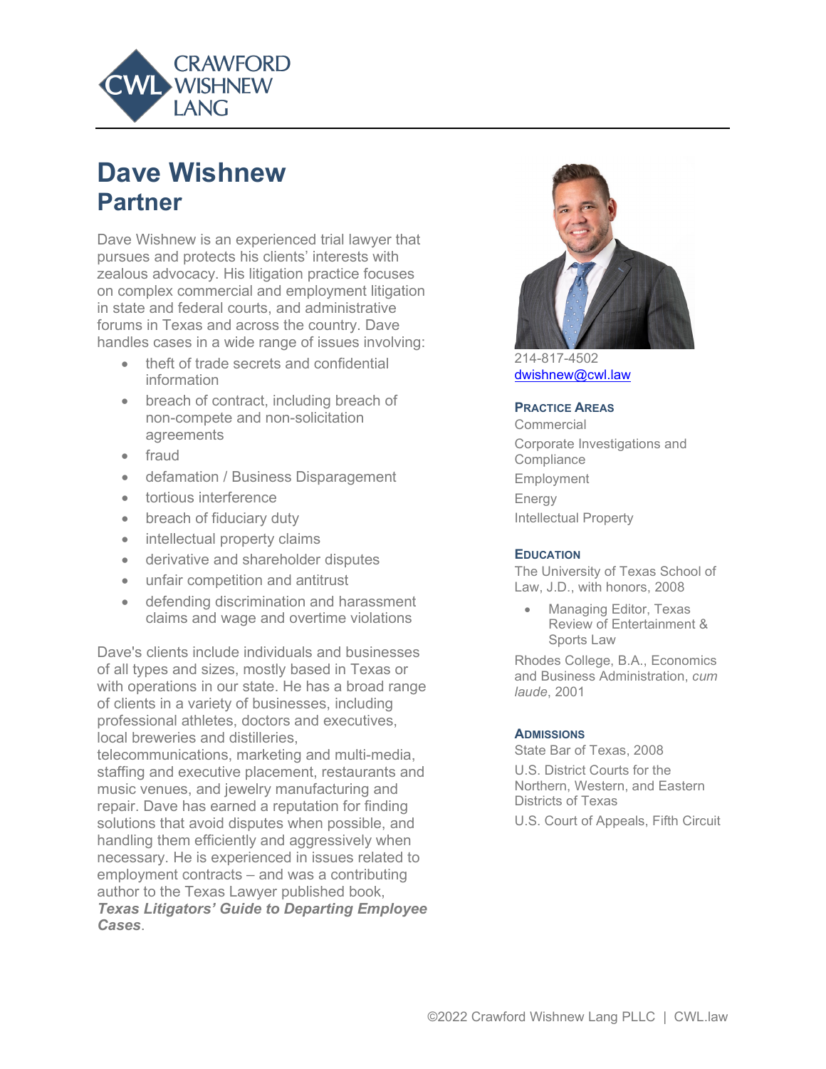CRAWFORD WISHNEW LANG

# Dave Wishnew
## Partner

Dave Wishnew is an experienced trial lawyer that pursues and protects his clients' interests with zealous advocacy. His litigation practice focuses on complex commercial and employment litigation in state and federal courts, and administrative forums in Texas and across the country. Dave handles cases in a wide range of issues involving:

- theft of trade secrets and confidential information
- breach of contract, including breach of non-compete and non-solicitation agreements
- fraud
- defamation / Business Disparagement
- tortious interference
- breach of fiduciary duty
- intellectual property claims
- derivative and shareholder disputes
- unfair competition and antitrust
- defending discrimination and harassment claims and wage and overtime violations

Dave's clients include individuals and businesses of all types and sizes, mostly based in Texas or with operations in our state. He has a broad range of clients in a variety of businesses, including professional athletes, doctors and executives, local breweries and distilleries, telecommunications, marketing and multi-media, staffing and executive placement, restaurants and music venues, and jewelry manufacturing and repair. Dave has earned a reputation for finding solutions that avoid disputes when possible, and handling them efficiently and aggressively when necessary. He is experienced in issues related to employment contracts – and was a contributing author to the Texas Lawyer published book, ***Texas Litigators' Guide to Departing Employee Cases***.

214-817-4502
dwishnew@cwl.law

### Practice Areas

Commercial

Corporate Investigations and Compliance

Employment

Energy

Intellectual Property

### Education

The University of Texas School of Law, J.D., with honors, 2008

- Managing Editor, Texas Review of Entertainment & Sports Law

Rhodes College, B.A., Economics and Business Administration, *cum laude*, 2001

### Admissions

State Bar of Texas, 2008

U.S. District Courts for the Northern, Western, and Eastern Districts of Texas

U.S. Court of Appeals, Fifth Circuit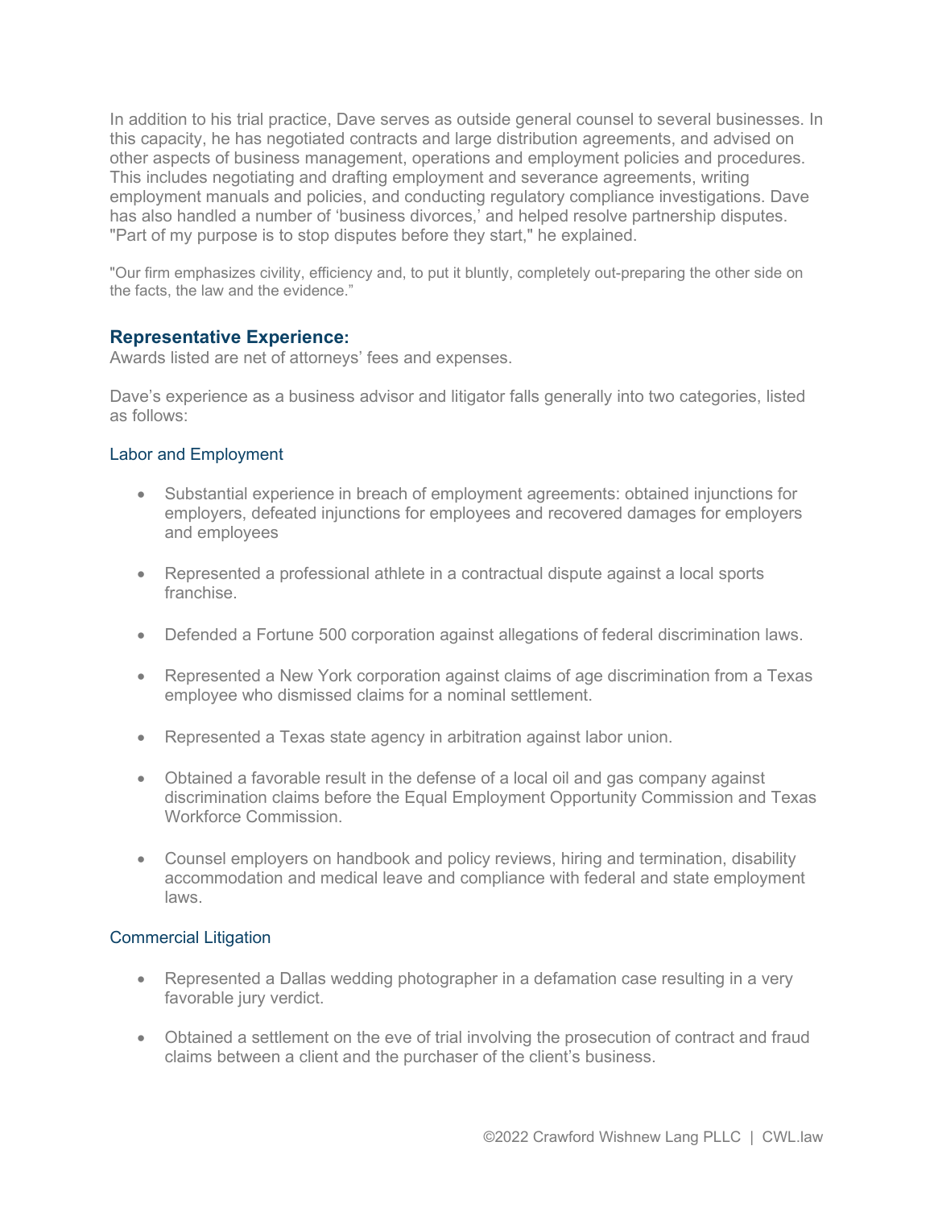In addition to his trial practice, Dave serves as outside general counsel to several businesses. In this capacity, he has negotiated contracts and large distribution agreements, and advised on other aspects of business management, operations and employment policies and procedures. This includes negotiating and drafting employment and severance agreements, writing employment manuals and policies, and conducting regulatory compliance investigations. Dave has also handled a number of 'business divorces,' and helped resolve partnership disputes. "Part of my purpose is to stop disputes before they start," he explained.

"Our firm emphasizes civility, efficiency and, to put it bluntly, completely out-preparing the other side on the facts, the law and the evidence."

## Representative Experience:

Awards listed are net of attorneys' fees and expenses.

Dave's experience as a business advisor and litigator falls generally into two categories, listed as follows:

### Labor and Employment

- Substantial experience in breach of employment agreements: obtained injunctions for employers, defeated injunctions for employees and recovered damages for employers and employees
- Represented a professional athlete in a contractual dispute against a local sports franchise.
- Defended a Fortune 500 corporation against allegations of federal discrimination laws.
- Represented a New York corporation against claims of age discrimination from a Texas employee who dismissed claims for a nominal settlement.
- Represented a Texas state agency in arbitration against labor union.
- Obtained a favorable result in the defense of a local oil and gas company against discrimination claims before the Equal Employment Opportunity Commission and Texas Workforce Commission.
- Counsel employers on handbook and policy reviews, hiring and termination, disability accommodation and medical leave and compliance with federal and state employment laws.

### Commercial Litigation

- Represented a Dallas wedding photographer in a defamation case resulting in a very favorable jury verdict.
- Obtained a settlement on the eve of trial involving the prosecution of contract and fraud claims between a client and the purchaser of the client's business.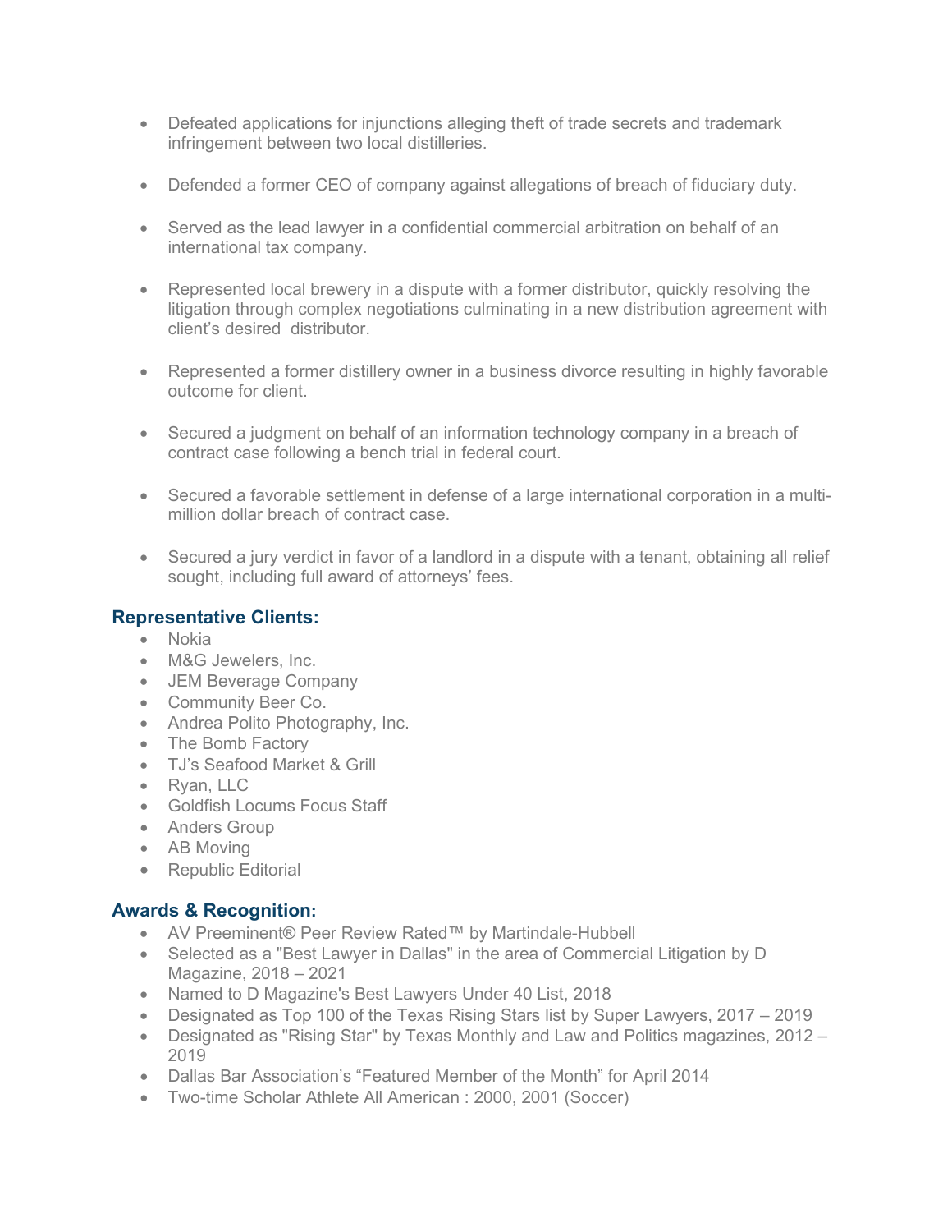- Defeated applications for injunctions alleging theft of trade secrets and trademark infringement between two local distilleries.

- Defended a former CEO of company against allegations of breach of fiduciary duty.

- Served as the lead lawyer in a confidential commercial arbitration on behalf of an international tax company.

- Represented local brewery in a dispute with a former distributor, quickly resolving the litigation through complex negotiations culminating in a new distribution agreement with client's desired distributor.

- Represented a former distillery owner in a business divorce resulting in highly favorable outcome for client.

- Secured a judgment on behalf of an information technology company in a breach of contract case following a bench trial in federal court.

- Secured a favorable settlement in defense of a large international corporation in a multi-million dollar breach of contract case.

- Secured a jury verdict in favor of a landlord in a dispute with a tenant, obtaining all relief sought, including full award of attorneys' fees.

### Representative Clients:

- Nokia
- M&G Jewelers, Inc.
- JEM Beverage Company
- Community Beer Co.
- Andrea Polito Photography, Inc.
- The Bomb Factory
- TJ's Seafood Market & Grill
- Ryan, LLC
- Goldfish Locums Focus Staff
- Anders Group
- AB Moving
- Republic Editorial

### Awards & Recognition:

- AV Preeminent® Peer Review Rated™ by Martindale-Hubbell
- Selected as a "Best Lawyer in Dallas" in the area of Commercial Litigation by D Magazine, 2018 – 2021
- Named to D Magazine's Best Lawyers Under 40 List, 2018
- Designated as Top 100 of the Texas Rising Stars list by Super Lawyers, 2017 – 2019
- Designated as "Rising Star" by Texas Monthly and Law and Politics magazines, 2012 – 2019
- Dallas Bar Association's "Featured Member of the Month" for April 2014
- Two-time Scholar Athlete All American : 2000, 2001 (Soccer)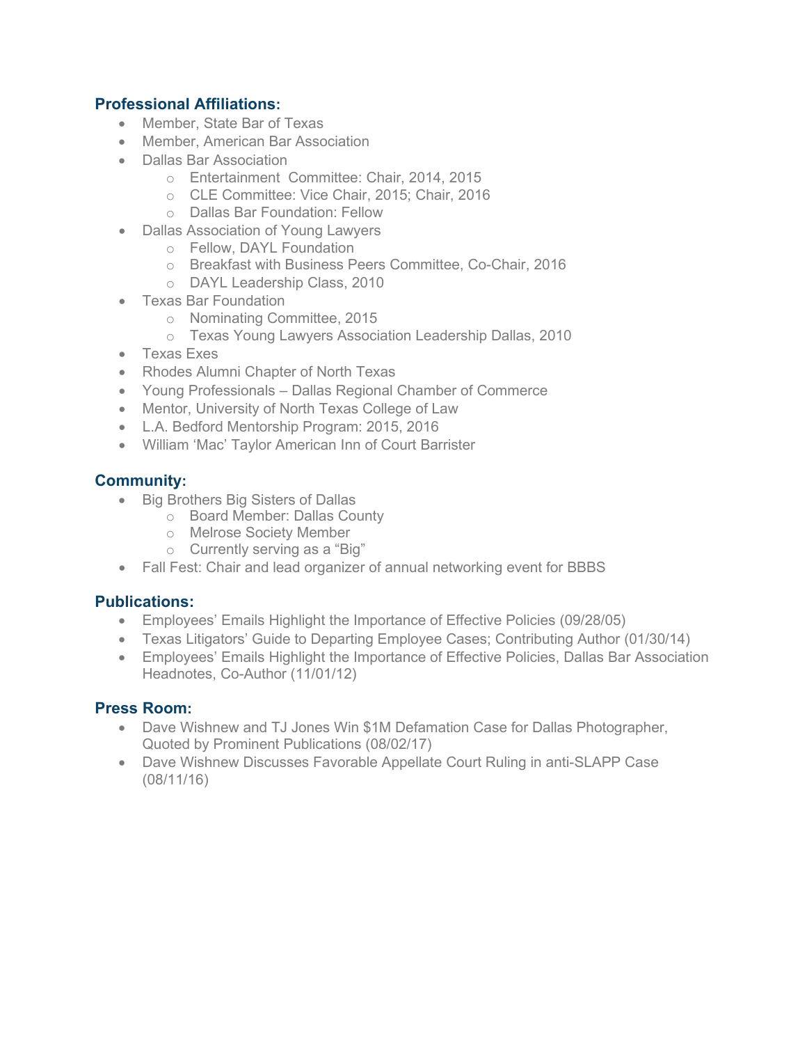## Professional Affiliations:

- Member, State Bar of Texas
- Member, American Bar Association
- Dallas Bar Association
    - Entertainment Committee: Chair, 2014, 2015
    - CLE Committee: Vice Chair, 2015; Chair, 2016
    - Dallas Bar Foundation: Fellow
- Dallas Association of Young Lawyers
    - Fellow, DAYL Foundation
    - Breakfast with Business Peers Committee, Co-Chair, 2016
    - DAYL Leadership Class, 2010
- Texas Bar Foundation
    - Nominating Committee, 2015
    - Texas Young Lawyers Association Leadership Dallas, 2010
- Texas Exes
- Rhodes Alumni Chapter of North Texas
- Young Professionals – Dallas Regional Chamber of Commerce
- Mentor, University of North Texas College of Law
- L.A. Bedford Mentorship Program: 2015, 2016
- William 'Mac' Taylor American Inn of Court Barrister

## Community:

- Big Brothers Big Sisters of Dallas
    - Board Member: Dallas County
    - Melrose Society Member
    - Currently serving as a "Big"
- Fall Fest: Chair and lead organizer of annual networking event for BBBS

## Publications:

- Employees' Emails Highlight the Importance of Effective Policies (09/28/05)
- Texas Litigators' Guide to Departing Employee Cases; Contributing Author (01/30/14)
- Employees' Emails Highlight the Importance of Effective Policies, Dallas Bar Association Headnotes, Co-Author (11/01/12)

## Press Room:

- Dave Wishnew and TJ Jones Win $1M Defamation Case for Dallas Photographer, Quoted by Prominent Publications (08/02/17)
- Dave Wishnew Discusses Favorable Appellate Court Ruling in anti-SLAPP Case (08/11/16)